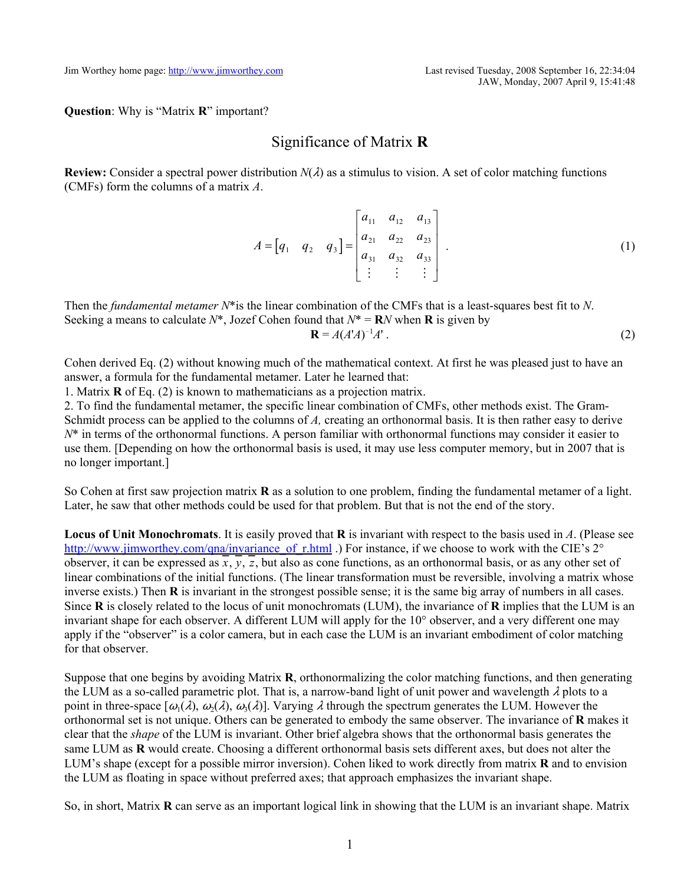Jim Worthey home page: http://www.jimworthey.com

Last revised Tuesday, 2008 September 16, 22:34:04
JAW, Monday, 2007 April 9, 15:41:48

**Question**: Why is "Matrix **R**" important?

# Significance of Matrix R

**Review:** Consider a spectral power distribution $N(\lambda)$ as a stimulus to vision. A set of color matching functions (CMFs) form the columns of a matrix $A$.

$$A = \begin{bmatrix} q_1 & q_2 & q_3 \end{bmatrix} = \begin{bmatrix} a_{11} & a_{12} & a_{13} \\ a_{21} & a_{22} & a_{23} \\ a_{31} & a_{32} & a_{33} \\ \vdots & \vdots & \vdots \end{bmatrix} . \tag{1}$$

Then the *fundamental metamer* $N^*$is the linear combination of the CMFs that is a least-squares best fit to $N$. Seeking a means to calculate $N^*$, Jozef Cohen found that $N^* = \mathbf{R}N$ when $\mathbf{R}$ is given by

$$\mathbf{R} = A(A'A)^{-1}A' . \tag{2}$$

Cohen derived Eq. (2) without knowing much of the mathematical context. At first he was pleased just to have an answer, a formula for the fundamental metamer. Later he learned that:

1. Matrix **R** of Eq. (2) is known to mathematicians as a projection matrix.
2. To find the fundamental metamer, the specific linear combination of CMFs, other methods exist. The Gram-Schmidt process can be applied to the columns of $A$, creating an orthonormal basis. It is then rather easy to derive $N^*$ in terms of the orthonormal functions. A person familiar with orthonormal functions may consider it easier to use them. [Depending on how the orthonormal basis is used, it may use less computer memory, but in 2007 that is no longer important.]

So Cohen at first saw projection matrix **R** as a solution to one problem, finding the fundamental metamer of a light. Later, he saw that other methods could be used for that problem. But that is not the end of the story.

**Locus of Unit Monochromats**. It is easily proved that **R** is invariant with respect to the basis used in $A$. (Please see http://www.jimworthey.com/qna/invariance_of_r.html .) For instance, if we choose to work with the CIE's 2° observer, it can be expressed as $\bar{x}$, $\bar{y}$, $\bar{z}$, but also as cone functions, as an orthonormal basis, or as any other set of linear combinations of the initial functions. (The linear transformation must be reversible, involving a matrix whose inverse exists.) Then **R** is invariant in the strongest possible sense; it is the same big array of numbers in all cases. Since **R** is closely related to the locus of unit monochromats (LUM), the invariance of **R** implies that the LUM is an invariant shape for each observer. A different LUM will apply for the 10° observer, and a very different one may apply if the "observer" is a color camera, but in each case the LUM is an invariant embodiment of color matching for that observer.

Suppose that one begins by avoiding Matrix **R**, orthonormalizing the color matching functions, and then generating the LUM as a so-called parametric plot. That is, a narrow-band light of unit power and wavelength $\lambda$ plots to a point in three-space $[\omega_1(\lambda), \omega_2(\lambda), \omega_3(\lambda)]$. Varying $\lambda$ through the spectrum generates the LUM. However the orthonormal set is not unique. Others can be generated to embody the same observer. The invariance of **R** makes it clear that the *shape* of the LUM is invariant. Other brief algebra shows that the orthonormal basis generates the same LUM as **R** would create. Choosing a different orthonormal basis sets different axes, but does not alter the LUM's shape (except for a possible mirror inversion). Cohen liked to work directly from matrix **R** and to envision the LUM as floating in space without preferred axes; that approach emphasizes the invariant shape.

So, in short, Matrix **R** can serve as an important logical link in showing that the LUM is an invariant shape. Matrix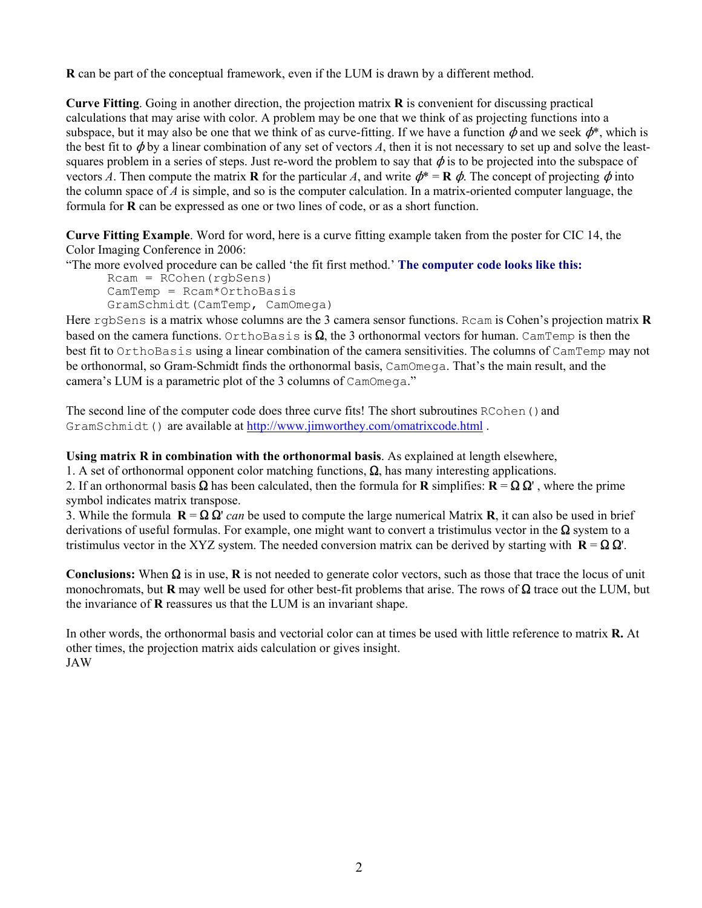**R** can be part of the conceptual framework, even if the LUM is drawn by a different method.

**Curve Fitting**. Going in another direction, the projection matrix **R** is convenient for discussing practical calculations that may arise with color. A problem may be one that we think of as projecting functions into a subspace, but it may also be one that we think of as curve-fitting. If we have a function $\phi$ and we seek $\phi^*$, which is the best fit to $\phi$ by a linear combination of any set of vectors $A$, then it is not necessary to set up and solve the least-squares problem in a series of steps. Just re-word the problem to say that $\phi$ is to be projected into the subspace of vectors $A$. Then compute the matrix **R** for the particular $A$, and write $\phi^* = \mathbf{R}\,\phi$. The concept of projecting $\phi$ into the column space of $A$ is simple, and so is the computer calculation. In a matrix-oriented computer language, the formula for **R** can be expressed as one or two lines of code, or as a short function.

**Curve Fitting Example**. Word for word, here is a curve fitting example taken from the poster for CIC 14, the Color Imaging Conference in 2006:

"The more evolved procedure can be called 'the fit first method.' **The computer code looks like this:**

```
Rcam = RCohen(rgbSens)
CamTemp = Rcam*OrthoBasis
GramSchmidt(CamTemp, CamOmega)
```

Here `rgbSens` is a matrix whose columns are the 3 camera sensor functions. `Rcam` is Cohen's projection matrix **R** based on the camera functions. `OrthoBasis` is **Ω**, the 3 orthonormal vectors for human. `CamTemp` is then the best fit to `OrthoBasis` using a linear combination of the camera sensitivities. The columns of `CamTemp` may not be orthonormal, so Gram-Schmidt finds the orthonormal basis, `CamOmega`. That's the main result, and the camera's LUM is a parametric plot of the 3 columns of `CamOmega`."

The second line of the computer code does three curve fits! The short subroutines `RCohen()` and `GramSchmidt()` are available at http://www.jimworthey.com/omatrixcode.html .

**Using matrix R in combination with the orthonormal basis**. As explained at length elsewhere,

1. A set of orthonormal opponent color matching functions, **Ω**, has many interesting applications.
2. If an orthonormal basis **Ω** has been calculated, then the formula for **R** simplifies: $\mathbf{R} = \Omega\,\Omega'$ , where the prime symbol indicates matrix transpose.
3. While the formula $\mathbf{R} = \Omega\,\Omega'$ *can* be used to compute the large numerical Matrix **R**, it can also be used in brief derivations of useful formulas. For example, one might want to convert a tristimulus vector in the **Ω** system to a tristimulus vector in the XYZ system. The needed conversion matrix can be derived by starting with $\mathbf{R} = \Omega\,\Omega'$.

**Conclusions:** When **Ω** is in use, **R** is not needed to generate color vectors, such as those that trace the locus of unit monochromats, but **R** may well be used for other best-fit problems that arise. The rows of **Ω** trace out the LUM, but the invariance of **R** reassures us that the LUM is an invariant shape.

In other words, the orthonormal basis and vectorial color can at times be used with little reference to matrix **R.** At other times, the projection matrix aids calculation or gives insight.

JAW